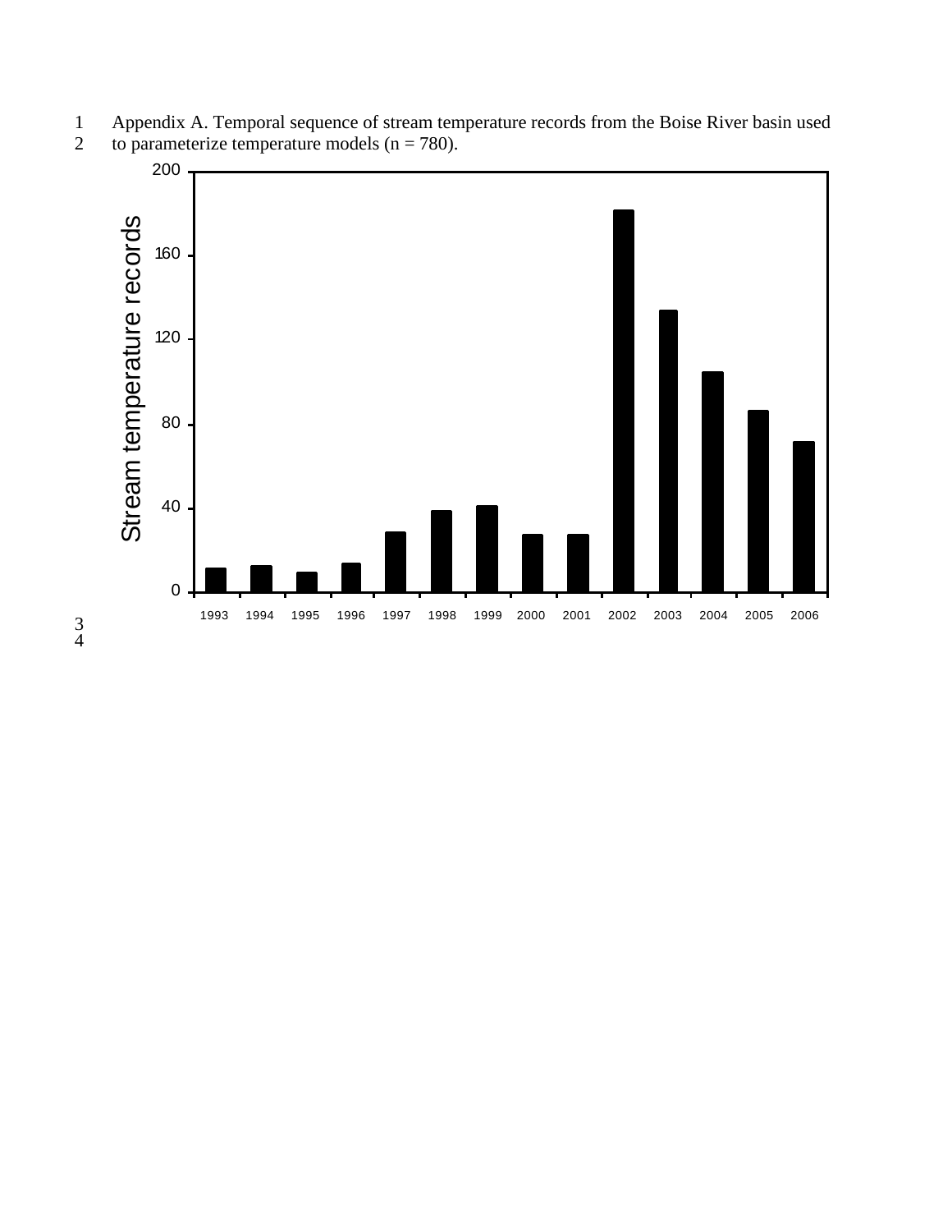Appendix A. Temporal sequence of stream temperature records from the Boise River basin used to parameterize temperature models (n = 780).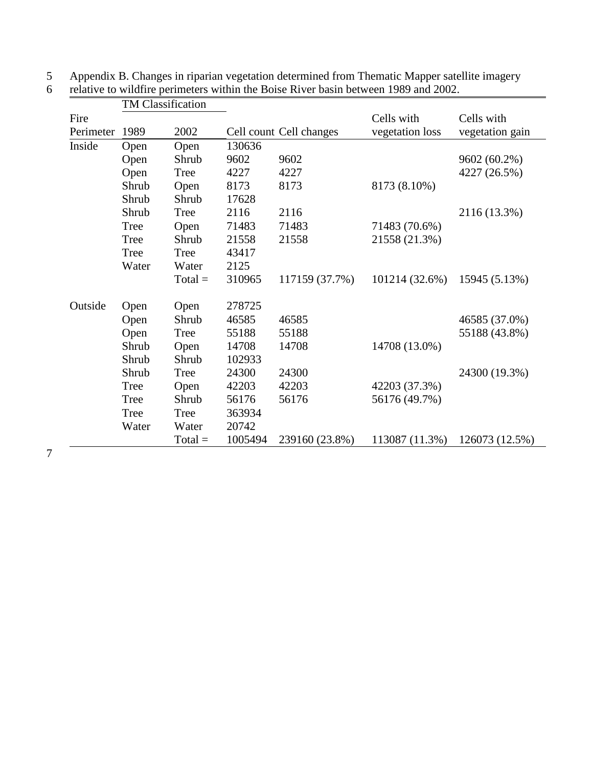Appendix B. Changes in riparian vegetation determined from Thematic Mapper satellite imagery relative to wildfire perimeters within the Boise River basin between 1989 and 2002.

| Fire Perimeter | TM Classification 1989 | 2002 | Cell count | Cell changes | Cells with vegetation loss | Cells with vegetation gain |
|---|---|---|---|---|---|---|
| Inside | Open | Open | 130636 | | | |
| | Open | Shrub | 9602 | 9602 | | 9602 (60.2%) |
| | Open | Tree | 4227 | 4227 | | 4227 (26.5%) |
| | Shrub | Open | 8173 | 8173 | 8173 (8.10%) | |
| | Shrub | Shrub | 17628 | | | |
| | Shrub | Tree | 2116 | 2116 | | 2116 (13.3%) |
| | Tree | Open | 71483 | 71483 | 71483 (70.6%) | |
| | Tree | Shrub | 21558 | 21558 | 21558 (21.3%) | |
| | Tree | Tree | 43417 | | | |
| | Water | Water | 2125 | | | |
| | | Total = | 310965 | 117159 (37.7%) | 101214 (32.6%) | 15945 (5.13%) |
| Outside | Open | Open | 278725 | | | |
| | Open | Shrub | 46585 | 46585 | | 46585 (37.0%) |
| | Open | Tree | 55188 | 55188 | | 55188 (43.8%) |
| | Shrub | Open | 14708 | 14708 | 14708 (13.0%) | |
| | Shrub | Shrub | 102933 | | | |
| | Shrub | Tree | 24300 | 24300 | | 24300 (19.3%) |
| | Tree | Open | 42203 | 42203 | 42203 (37.3%) | |
| | Tree | Shrub | 56176 | 56176 | 56176 (49.7%) | |
| | Tree | Tree | 363934 | | | |
| | Water | Water | 20742 | | | |
| | | Total = | 1005494 | 239160 (23.8%) | 113087 (11.3%) | 126073 (12.5%) |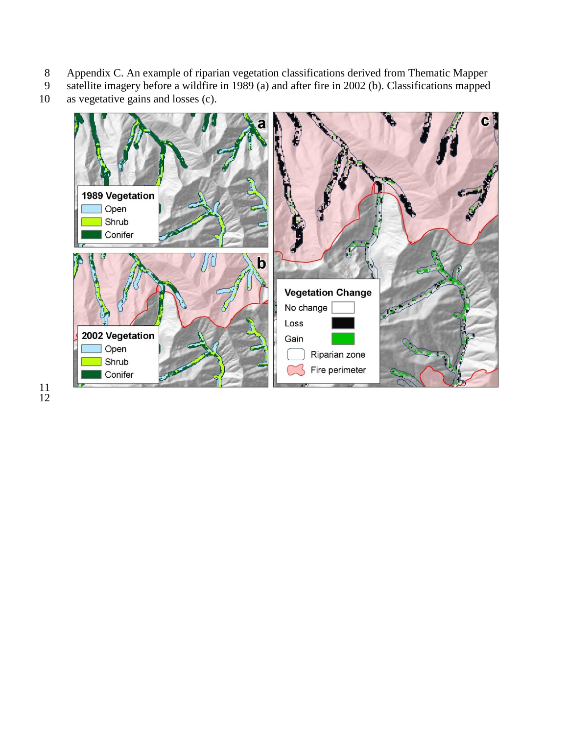Appendix C. An example of riparian vegetation classifications derived from Thematic Mapper satellite imagery before a wildfire in 1989 (a) and after fire in 2002 (b). Classifications mapped as vegetative gains and losses (c).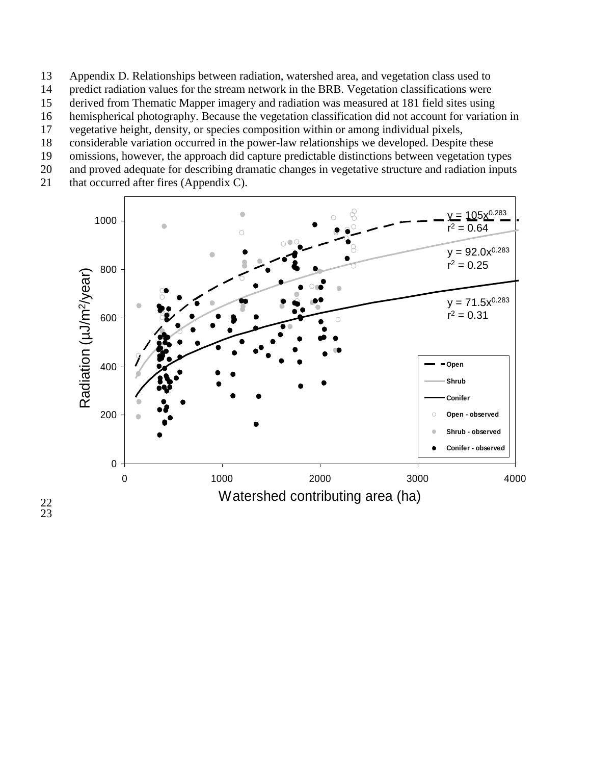Appendix D. Relationships between radiation, watershed area, and vegetation class used to predict radiation values for the stream network in the BRB. Vegetation classifications were derived from Thematic Mapper imagery and radiation was measured at 181 field sites using hemispherical photography. Because the vegetation classification did not account for variation in vegetative height, density, or species composition within or among individual pixels, considerable variation occurred in the power-law relationships we developed. Despite these omissions, however, the approach did capture predictable distinctions between vegetation types and proved adequate for describing dramatic changes in vegetative structure and radiation inputs that occurred after fires (Appendix C).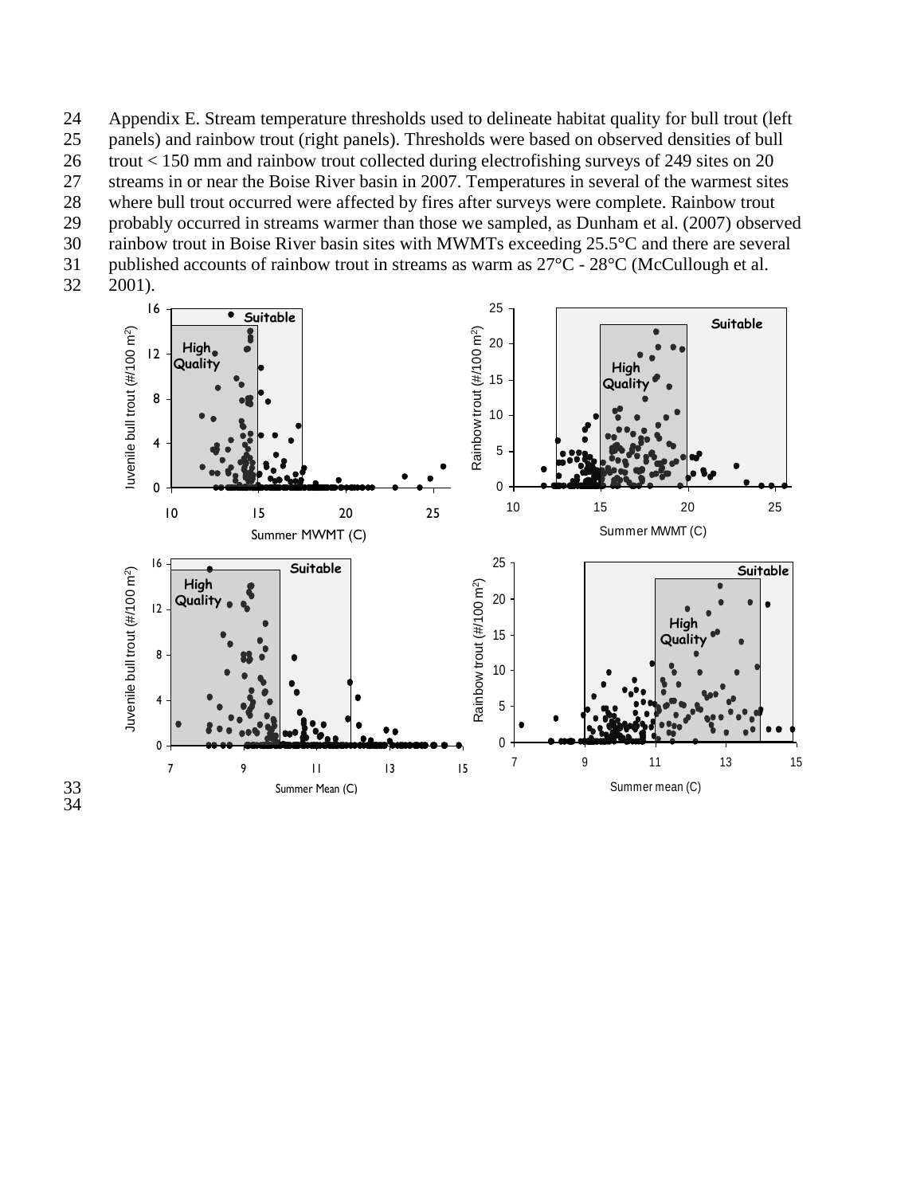Appendix E. Stream temperature thresholds used to delineate habitat quality for bull trout (left panels) and rainbow trout (right panels). Thresholds were based on observed densities of bull trout < 150 mm and rainbow trout collected during electrofishing surveys of 249 sites on 20 streams in or near the Boise River basin in 2007. Temperatures in several of the warmest sites where bull trout occurred were affected by fires after surveys were complete. Rainbow trout probably occurred in streams warmer than those we sampled, as Dunham et al. (2007) observed rainbow trout in Boise River basin sites with MWMTs exceeding 25.5°C and there are several published accounts of rainbow trout in streams as warm as 27°C - 28°C (McCullough et al. 2001).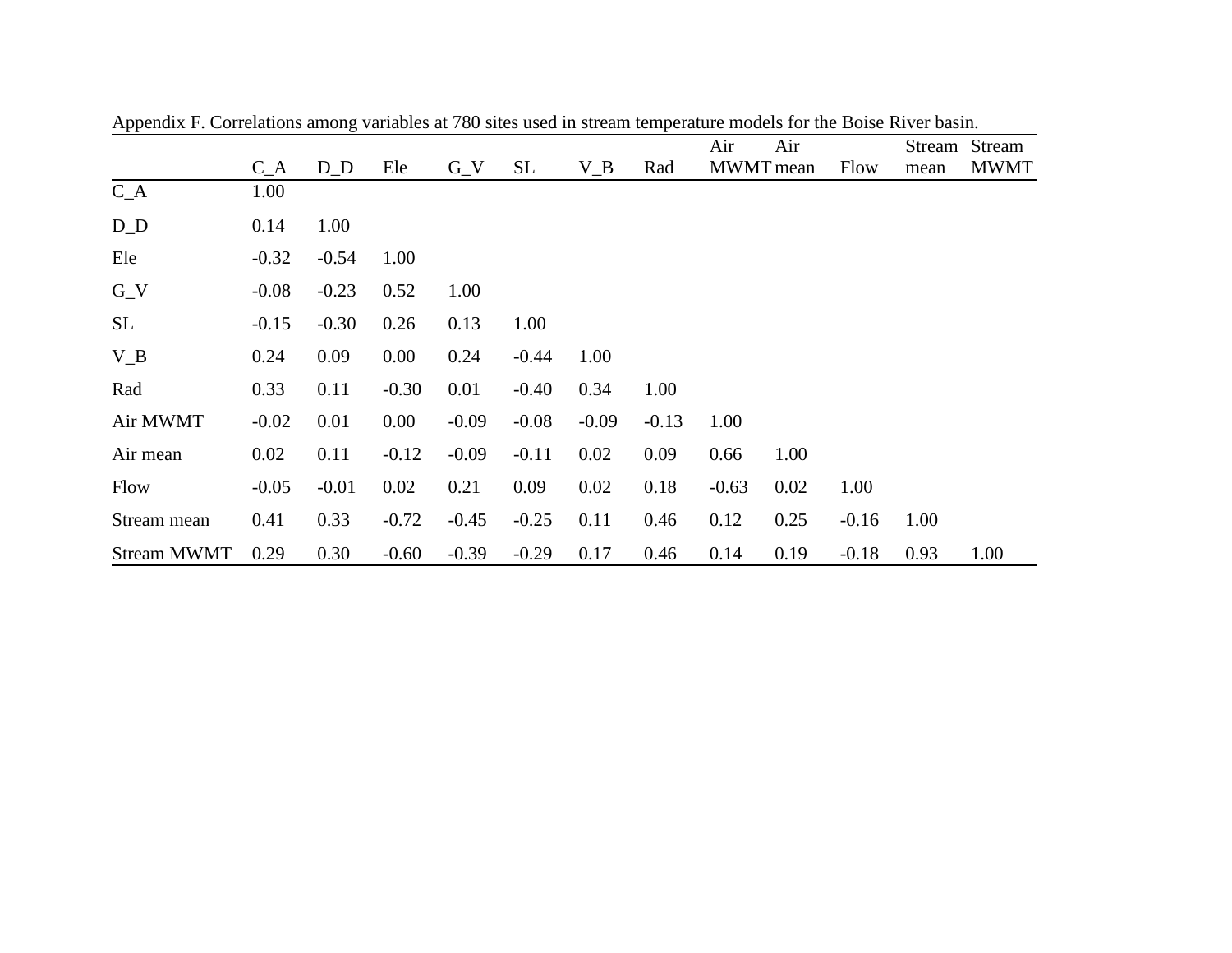Appendix F. Correlations among variables at 780 sites used in stream temperature models for the Boise River basin.

| | C_A | D_D | Ele | G_V | SL | V_B | Rad | Air MWMT | Air mean | Flow | Stream mean | Stream MWMT |
|---|---|---|---|---|---|---|---|---|---|---|---|---|
| C_A | 1.00 | | | | | | | | | | | |
| D_D | 0.14 | 1.00 | | | | | | | | | | |
| Ele | -0.32 | -0.54 | 1.00 | | | | | | | | | |
| G_V | -0.08 | -0.23 | 0.52 | 1.00 | | | | | | | | |
| SL | -0.15 | -0.30 | 0.26 | 0.13 | 1.00 | | | | | | | |
| V_B | 0.24 | 0.09 | 0.00 | 0.24 | -0.44 | 1.00 | | | | | | |
| Rad | 0.33 | 0.11 | -0.30 | 0.01 | -0.40 | 0.34 | 1.00 | | | | | |
| Air MWMT | -0.02 | 0.01 | 0.00 | -0.09 | -0.08 | -0.09 | -0.13 | 1.00 | | | | |
| Air mean | 0.02 | 0.11 | -0.12 | -0.09 | -0.11 | 0.02 | 0.09 | 0.66 | 1.00 | | | |
| Flow | -0.05 | -0.01 | 0.02 | 0.21 | 0.09 | 0.02 | 0.18 | -0.63 | 0.02 | 1.00 | | |
| Stream mean | 0.41 | 0.33 | -0.72 | -0.45 | -0.25 | 0.11 | 0.46 | 0.12 | 0.25 | -0.16 | 1.00 | |
| Stream MWMT | 0.29 | 0.30 | -0.60 | -0.39 | -0.29 | 0.17 | 0.46 | 0.14 | 0.19 | -0.18 | 0.93 | 1.00 |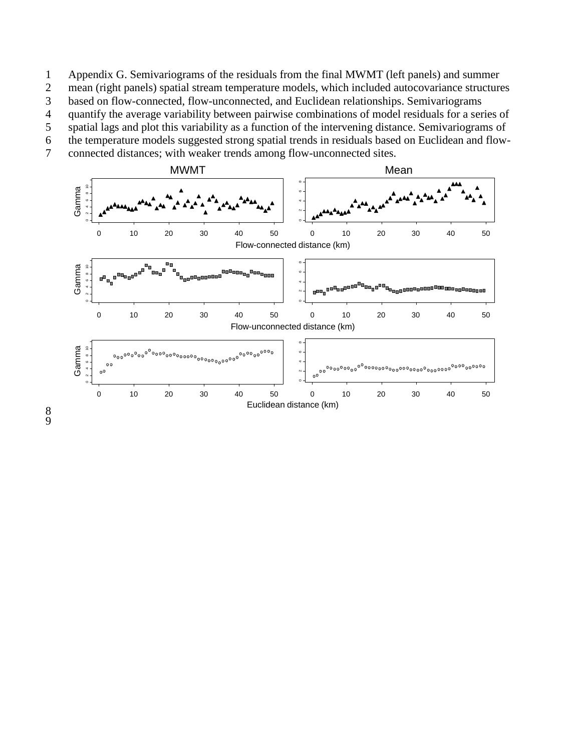Appendix G. Semivariograms of the residuals from the final MWMT (left panels) and summer mean (right panels) spatial stream temperature models, which included autocovariance structures based on flow-connected, flow-unconnected, and Euclidean relationships. Semivariograms quantify the average variability between pairwise combinations of model residuals for a series of spatial lags and plot this variability as a function of the intervening distance. Semivariograms of the temperature models suggested strong spatial trends in residuals based on Euclidean and flow-connected distances; with weaker trends among flow-unconnected sites.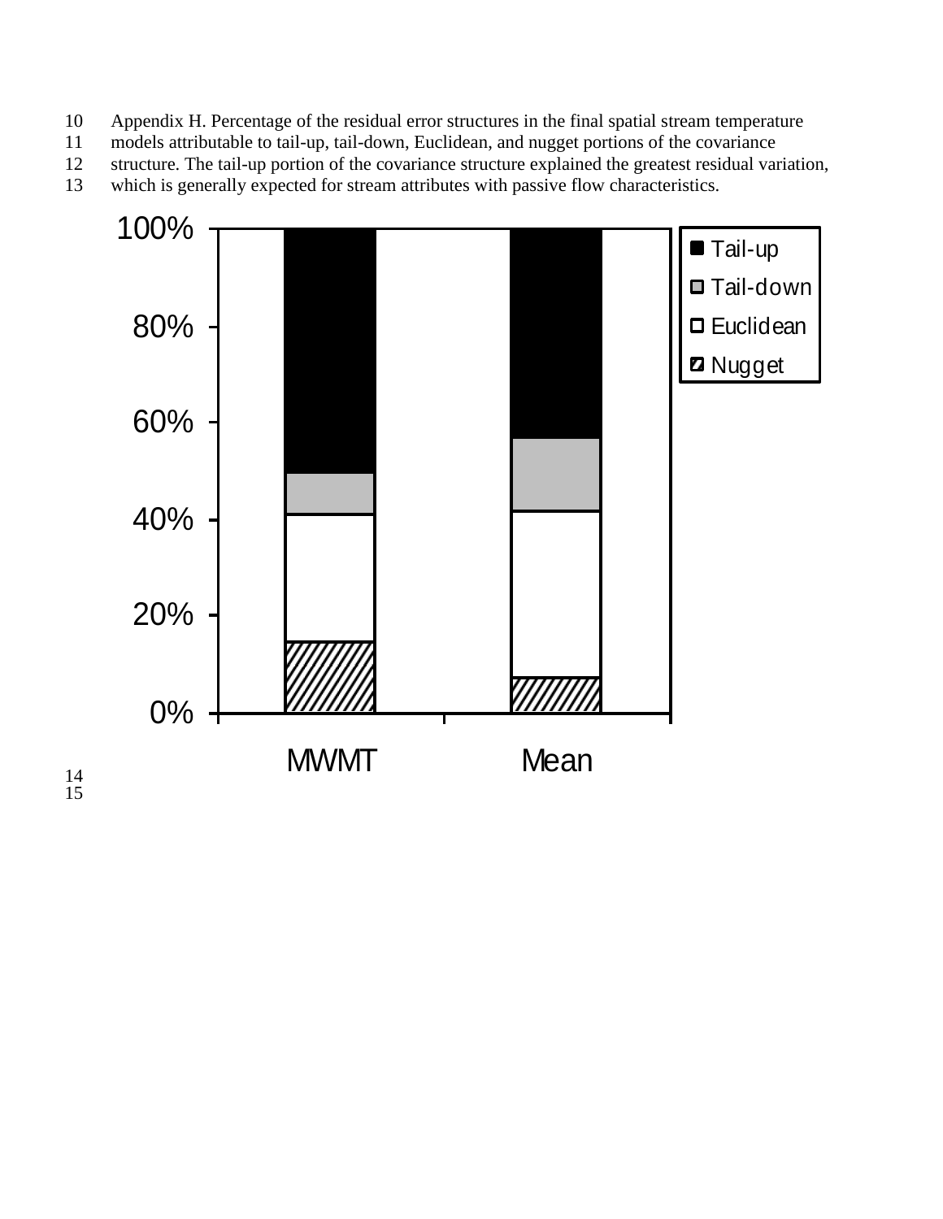Appendix H. Percentage of the residual error structures in the final spatial stream temperature models attributable to tail-up, tail-down, Euclidean, and nugget portions of the covariance structure. The tail-up portion of the covariance structure explained the greatest residual variation, which is generally expected for stream attributes with passive flow characteristics.

100%
80%
60%
40%
20%
0%

Tail-up
Tail-down
Euclidean
Nugget

MWMT
Mean